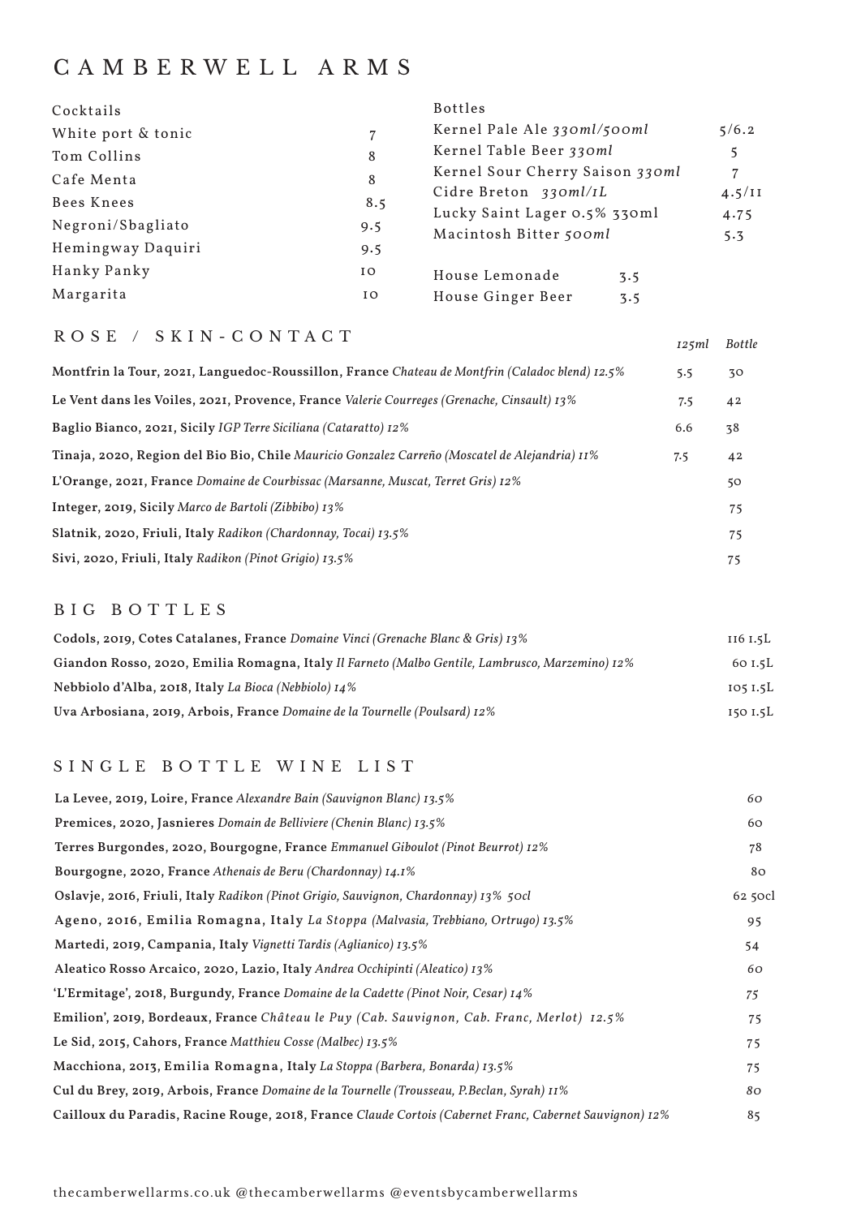# CAMBERWELL ARMS

## Cocktails

| | |
|---|---|
| White port & tonic | 7 |
| Tom Collins | 8 |
| Cafe Menta | 8 |
| Bees Knees | 8.5 |
| Negroni/Sbagliato | 9.5 |
| Hemingway Daquiri | 9.5 |
| Hanky Panky | 10 |
| Margarita | 10 |

## Bottles

| | |
|---|---|
| Kernel Pale Ale *330ml/500ml* | 5/6.2 |
| Kernel Table Beer *330ml* | 5 |
| Kernel Sour Cherry Saison *330ml* | 7 |
| Cidre Breton *330ml/1L* | 4.5/11 |
| Lucky Saint Lager 0.5% 330ml | 4.75 |
| Macintosh Bitter *500ml* | 5.3 |

| | |
|---|---|
| House Lemonade | 3.5 |
| House Ginger Beer | 3.5 |

## ROSE / SKIN-CONTACT

| | *125ml* | *Bottle* |
|---|---|---|
| **Montfrin la Tour, 2021, Languedoc-Roussillon, France** *Chateau de Montfrin (Caladoc blend) 12.5%* | 5.5 | 30 |
| **Le Vent dans les Voiles, 2021, Provence, France** *Valerie Courreges (Grenache, Cinsault) 13%* | 7.5 | 42 |
| **Baglio Bianco, 2021, Sicily** *IGP Terre Siciliana (Cataratto) 12%* | 6.6 | 38 |
| **Tinaja, 2020, Region del Bio Bio, Chile** *Mauricio Gonzalez Carreño (Moscatel de Alejandria) 11%* | 7.5 | 42 |
| **L'Orange, 2021, France** *Domaine de Courbissac (Marsanne, Muscat, Terret Gris) 12%* | | 50 |
| **Integer, 2019, Sicily** *Marco de Bartoli (Zibbibo) 13%* | | 75 |
| **Slatnik, 2020, Friuli, Italy** *Radikon (Chardonnay, Tocai) 13.5%* | | 75 |
| **Sivi, 2020, Friuli, Italy** *Radikon (Pinot Grigio) 13.5%* | | 75 |

## BIG BOTTLES

| | |
|---|---|
| **Codols, 2019, Cotes Catalanes, France** *Domaine Vinci (Grenache Blanc & Gris) 13%* | 116 1.5L |
| **Giandon Rosso, 2020, Emilia Romagna, Italy** *Il Farneto (Malbo Gentile, Lambrusco, Marzemino) 12%* | 60 1.5L |
| **Nebbiolo d'Alba, 2018, Italy** *La Bioca (Nebbiolo) 14%* | 105 1.5L |
| **Uva Arbosiana, 2019, Arbois, France** *Domaine de la Tournelle (Poulsard) 12%* | 150 1.5L |

## SINGLE BOTTLE WINE LIST

| | |
|---|---|
| **La Levee, 2019, Loire, France** *Alexandre Bain (Sauvignon Blanc) 13.5%* | 60 |
| **Premices, 2020, Jasnieres** *Domain de Belliviere (Chenin Blanc) 13.5%* | 60 |
| **Terres Burgondes, 2020, Bourgogne, France** *Emmanuel Giboulot (Pinot Beurrot) 12%* | 78 |
| **Bourgogne, 2020, France** *Athenais de Beru (Chardonnay) 14.1%* | 80 |
| **Oslavje, 2016, Friuli, Italy** *Radikon (Pinot Grigio, Sauvignon, Chardonnay) 13% 50cl* | 62 50cl |
| **Ageno, 2016, Emilia Romagna, Italy** *La Stoppa (Malvasia, Trebbiano, Ortrugo) 13.5%* | 95 |
| **Martedi, 2019, Campania, Italy** *Vignetti Tardis (Aglianico) 13.5%* | 54 |
| **Aleatico Rosso Arcaico, 2020, Lazio, Italy** *Andrea Occhipinti (Aleatico) 13%* | 60 |
| **'L'Ermitage', 2018, Burgundy, France** *Domaine de la Cadette (Pinot Noir, Cesar) 14%* | 75 |
| **Emilion', 2019, Bordeaux, France** *Château le Puy (Cab. Sauvignon, Cab. Franc, Merlot) 12.5%* | 75 |
| **Le Sid, 2015, Cahors, France** *Matthieu Cosse (Malbec) 13.5%* | 75 |
| **Macchiona, 2013, Emilia Romagna, Italy** *La Stoppa (Barbera, Bonarda) 13.5%* | 75 |
| **Cul du Brey, 2019, Arbois, France** *Domaine de la Tournelle (Trousseau, P.Beclan, Syrah) 11%* | 80 |
| **Cailloux du Paradis, Racine Rouge, 2018, France** *Claude Cortois (Cabernet Franc, Cabernet Sauvignon) 12%* | 85 |

thecamberwellarms.co.uk @thecamberwellarms @eventsbycamberwellarms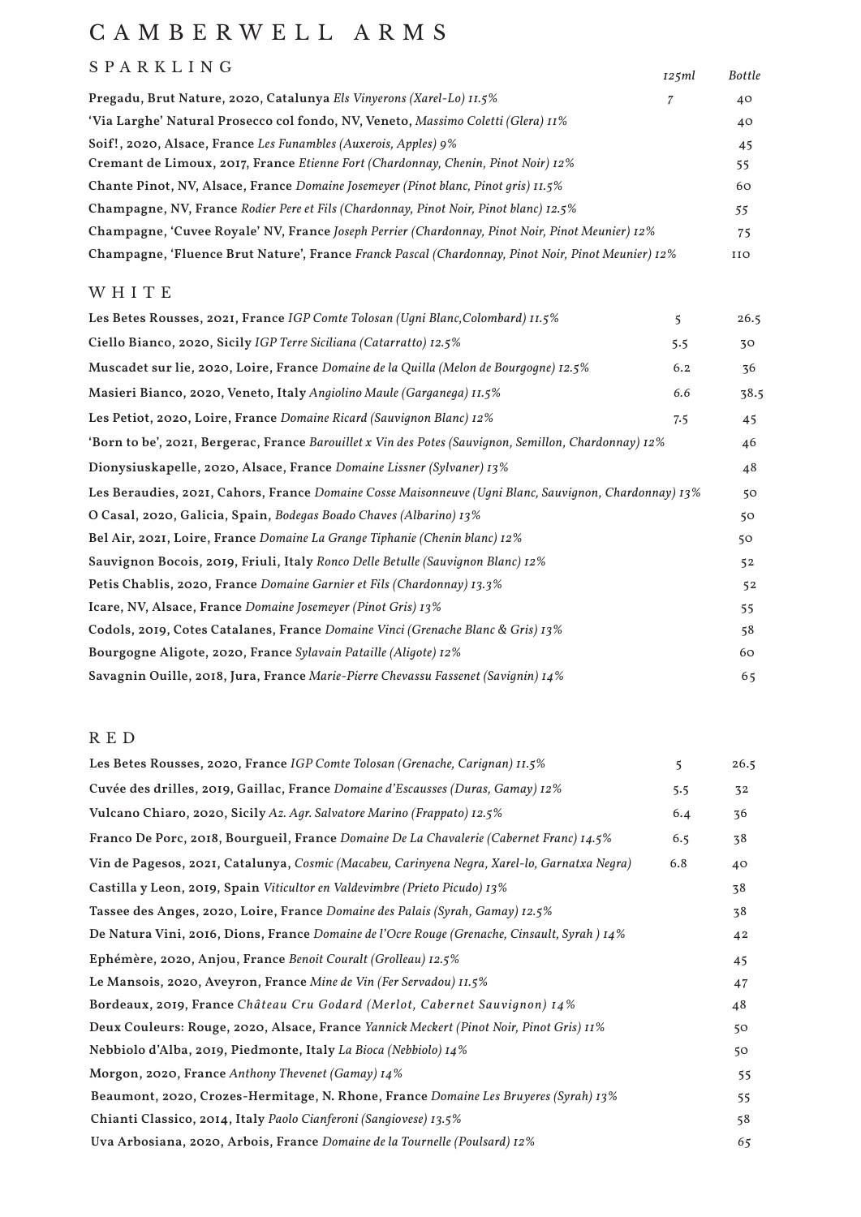# CAMBERWELL ARMS

## SPARKLING

| | 125ml | Bottle |
|---|---|---|
| **Pregadu, Brut Nature, 2020, Catalunya** *Els Vinyerons (Xarel-Lo) 11.5%* | 7 | 40 |
| **'Via Larghe' Natural Prosecco col fondo, NV, Veneto,** *Massimo Coletti (Glera) 11%* | | 40 |
| **Soif!, 2020, Alsace, France** *Les Funambles (Auxerois, Apples) 9%* | | 45 |
| **Cremant de Limoux, 2017, France** *Etienne Fort (Chardonnay, Chenin, Pinot Noir) 12%* | | 55 |
| **Chante Pinot, NV, Alsace, France** *Domaine Josemeyer (Pinot blanc, Pinot gris) 11.5%* | | 60 |
| **Champagne, NV, France** *Rodier Pere et Fils (Chardonnay, Pinot Noir, Pinot blanc) 12.5%* | | 55 |
| **Champagne, 'Cuvee Royale' NV, France** *Joseph Perrier (Chardonnay, Pinot Noir, Pinot Meunier) 12%* | | 75 |
| **Champagne, 'Fluence Brut Nature', France** *Franck Pascal (Chardonnay, Pinot Noir, Pinot Meunier) 12%* | | 110 |

## WHITE

| | | |
|---|---|---|
| **Les Betes Rousses, 2021, France** *IGP Comte Tolosan (Ugni Blanc,Colombard) 11.5%* | 5 | 26.5 |
| **Ciello Bianco, 2020, Sicily** *IGP Terre Siciliana (Catarratto) 12.5%* | 5.5 | 30 |
| **Muscadet sur lie, 2020, Loire, France** *Domaine de la Quilla (Melon de Bourgogne) 12.5%* | 6.2 | 36 |
| **Masieri Bianco, 2020, Veneto, Italy** *Angiolino Maule (Garganega) 11.5%* | 6.6 | 38.5 |
| **Les Petiot, 2020, Loire, France** *Domaine Ricard (Sauvignon Blanc) 12%* | 7.5 | 45 |
| **'Born to be', 2021, Bergerac, France** *Barouillet x Vin des Potes (Sauvignon, Semillon, Chardonnay) 12%* | | 46 |
| **Dionysiuskapelle, 2020, Alsace, France** *Domaine Lissner (Sylvaner) 13%* | | 48 |
| **Les Beraudies, 2021, Cahors, France** *Domaine Cosse Maisonneuve (Ugni Blanc, Sauvignon, Chardonnay) 13%* | | 50 |
| **O Casal, 2020, Galicia, Spain,** *Bodegas Boado Chaves (Albarino) 13%* | | 50 |
| **Bel Air, 2021, Loire, France** *Domaine La Grange Tiphanie (Chenin blanc) 12%* | | 50 |
| **Sauvignon Bocois, 2019, Friuli, Italy** *Ronco Delle Betulle (Sauvignon Blanc) 12%* | | 52 |
| **Petis Chablis, 2020, France** *Domaine Garnier et Fils (Chardonnay) 13.3%* | | 52 |
| **Icare, NV, Alsace, France** *Domaine Josemeyer (Pinot Gris) 13%* | | 55 |
| **Codols, 2019, Cotes Catalanes, France** *Domaine Vinci (Grenache Blanc & Gris) 13%* | | 58 |
| **Bourgogne Aligote, 2020, France** *Sylavain Pataille (Aligote) 12%* | | 60 |
| **Savagnin Ouille, 2018, Jura, France** *Marie-Pierre Chevassu Fassenet (Savignin) 14%* | | 65 |

## RED

| | | |
|---|---|---|
| **Les Betes Rousses, 2020, France** *IGP Comte Tolosan (Grenache, Carignan) 11.5%* | 5 | 26.5 |
| **Cuvée des drilles, 2019, Gaillac, France** *Domaine d'Escausses (Duras, Gamay) 12%* | 5.5 | 32 |
| **Vulcano Chiaro, 2020, Sicily** *Az. Agr. Salvatore Marino (Frappato) 12.5%* | 6.4 | 36 |
| **Franco De Porc, 2018, Bourgueil, France** *Domaine De La Chavalerie (Cabernet Franc) 14.5%* | 6.5 | 38 |
| **Vin de Pagesos, 2021, Catalunya,** *Cosmic (Macabeu, Carinyena Negra, Xarel-lo, Garnatxa Negra)* | 6.8 | 40 |
| **Castilla y Leon, 2019, Spain** *Viticultor en Valdevimbre (Prieto Picudo) 13%* | | 38 |
| **Tassee des Anges, 2020, Loire, France** *Domaine des Palais (Syrah, Gamay) 12.5%* | | 38 |
| **De Natura Vini, 2016, Dions, France** *Domaine de l'Ocre Rouge (Grenache, Cinsault, Syrah ) 14%* | | 42 |
| **Ephémère, 2020, Anjou, France** *Benoit Couralt (Grolleau) 12.5%* | | 45 |
| **Le Mansois, 2020, Aveyron, France** *Mine de Vin (Fer Servadou) 11.5%* | | 47 |
| **Bordeaux, 2019, France** *Château Cru Godard (Merlot, Cabernet Sauvignon) 14%* | | 48 |
| **Deux Couleurs: Rouge, 2020, Alsace, France** *Yannick Meckert (Pinot Noir, Pinot Gris) 11%* | | 50 |
| **Nebbiolo d'Alba, 2019, Piedmonte, Italy** *La Bioca (Nebbiolo) 14%* | | 50 |
| **Morgon, 2020, France** *Anthony Thevenet (Gamay) 14%* | | 55 |
| **Beaumont, 2020, Crozes-Hermitage, N. Rhone, France** *Domaine Les Bruyeres (Syrah) 13%* | | 55 |
| **Chianti Classico, 2014, Italy** *Paolo Cianferoni (Sangiovese) 13.5%* | | 58 |
| **Uva Arbosiana, 2020, Arbois, France** *Domaine de la Tournelle (Poulsard) 12%* | | 65 |